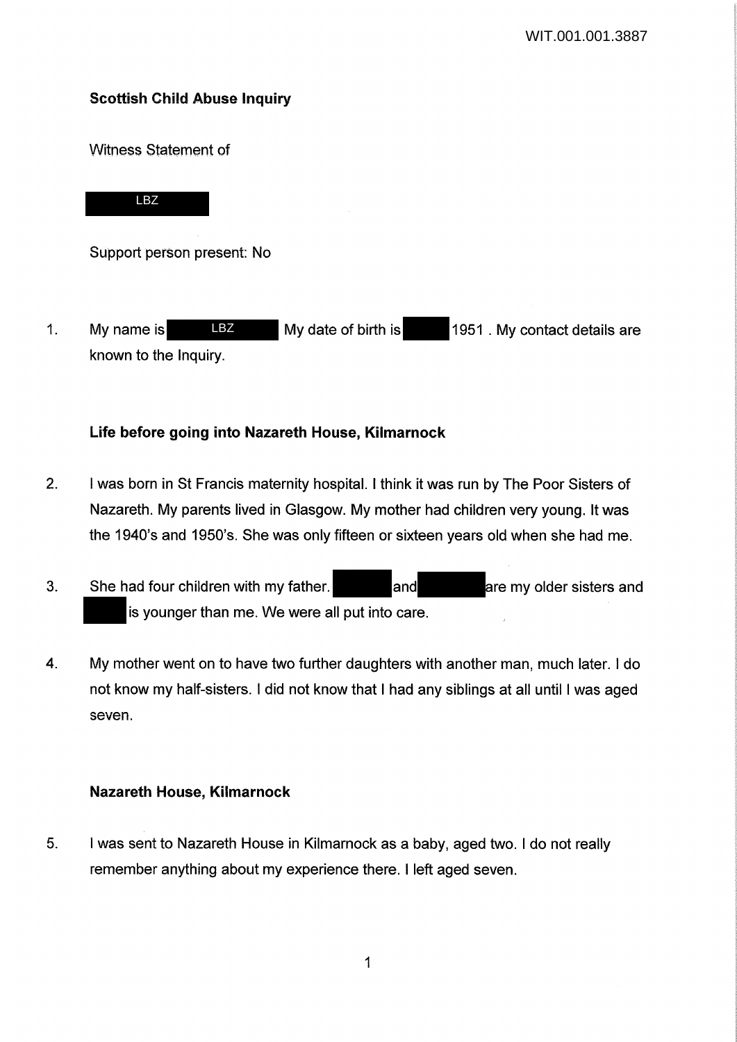**Scottish Child Abuse Inquiry**

Witness Statement of

LBZ

Support person present: No

1. My name is LBZ My date of birth is 1951 . My contact details are known to the Inquiry.

**Life before going into Nazareth House, Kilmarnock**

2. I was born in St Francis maternity hospital. I think it was run by The Poor Sisters of Nazareth. My parents lived in Glasgow. My mother had children very young. It was the 1940's and 1950's. She was only fifteen or sixteen years old when she had me.

3. She had four children with my father. and are my older sisters and is younger than me. We were all put into care.

4. My mother went on to have two further daughters with another man, much later. I do not know my half-sisters. I did not know that I had any siblings at all until I was aged seven.

**Nazareth House, Kilmarnock**

5. I was sent to Nazareth House in Kilmarnock as a baby, aged two. I do not really remember anything about my experience there. I left aged seven.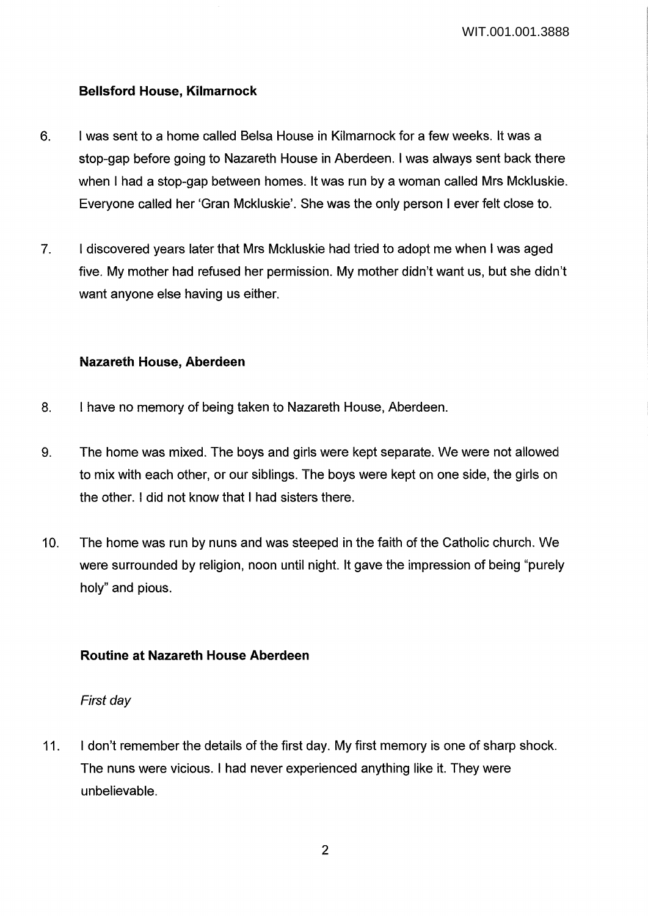### Bellsford House, Kilmarnock

6. I was sent to a home called Belsa House in Kilmarnock for a few weeks. It was a stop-gap before going to Nazareth House in Aberdeen. I was always sent back there when I had a stop-gap between homes. It was run by a woman called Mrs Mckluskie. Everyone called her 'Gran Mckluskie'. She was the only person I ever felt close to.

7. I discovered years later that Mrs Mckluskie had tried to adopt me when I was aged five. My mother had refused her permission. My mother didn't want us, but she didn't want anyone else having us either.

### Nazareth House, Aberdeen

8. I have no memory of being taken to Nazareth House, Aberdeen.

9. The home was mixed. The boys and girls were kept separate. We were not allowed to mix with each other, or our siblings. The boys were kept on one side, the girls on the other. I did not know that I had sisters there.

10. The home was run by nuns and was steeped in the faith of the Catholic church. We were surrounded by religion, noon until night. It gave the impression of being "purely holy" and pious.

### Routine at Nazareth House Aberdeen

*First day*

11. I don't remember the details of the first day. My first memory is one of sharp shock. The nuns were vicious. I had never experienced anything like it. They were unbelievable.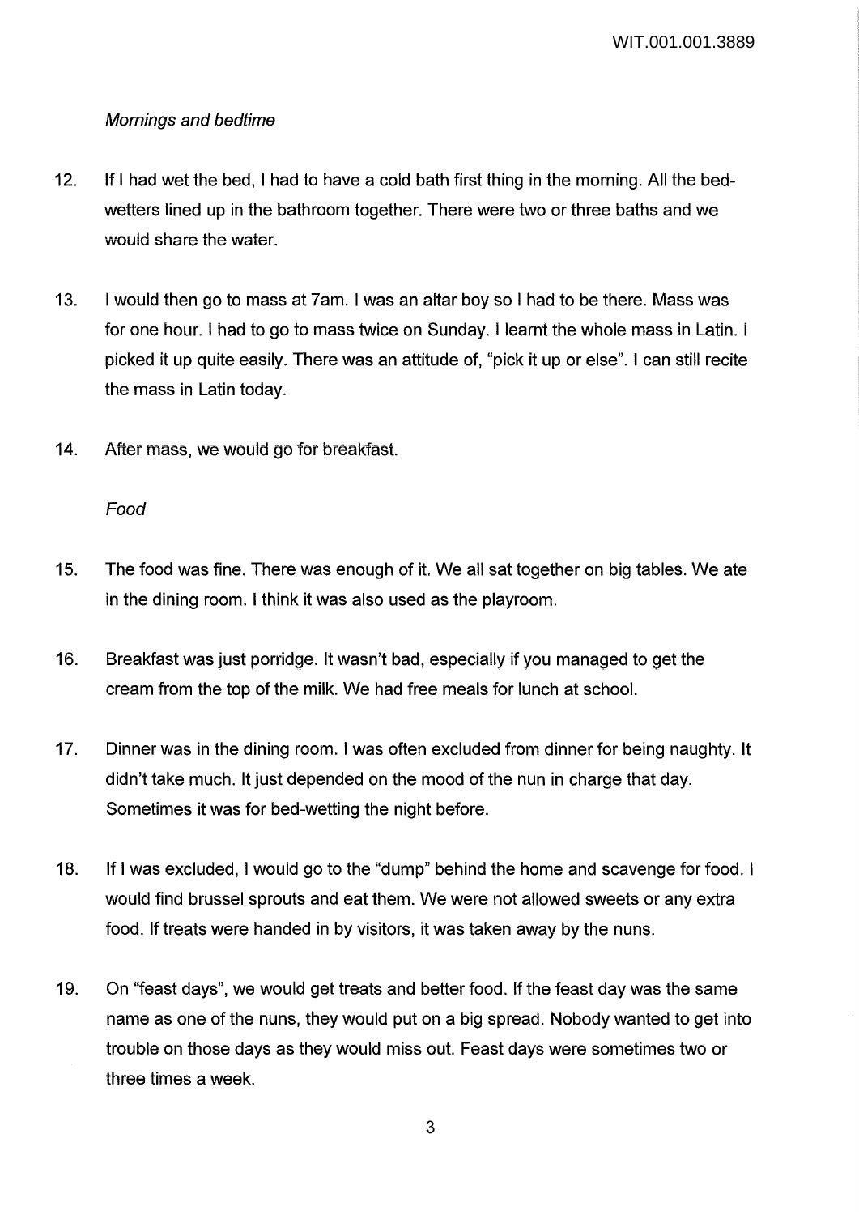*Mornings and bedtime*

12. If I had wet the bed, I had to have a cold bath first thing in the morning. All the bed-wetters lined up in the bathroom together. There were two or three baths and we would share the water.

13. I would then go to mass at 7am. I was an altar boy so I had to be there. Mass was for one hour. I had to go to mass twice on Sunday. I learnt the whole mass in Latin. I picked it up quite easily. There was an attitude of, "pick it up or else". I can still recite the mass in Latin today.

14. After mass, we would go for breakfast.

*Food*

15. The food was fine. There was enough of it. We all sat together on big tables. We ate in the dining room. I think it was also used as the playroom.

16. Breakfast was just porridge. It wasn't bad, especially if you managed to get the cream from the top of the milk. We had free meals for lunch at school.

17. Dinner was in the dining room. I was often excluded from dinner for being naughty. It didn't take much. It just depended on the mood of the nun in charge that day. Sometimes it was for bed-wetting the night before.

18. If I was excluded, I would go to the "dump" behind the home and scavenge for food. I would find brussel sprouts and eat them. We were not allowed sweets or any extra food. If treats were handed in by visitors, it was taken away by the nuns.

19. On "feast days", we would get treats and better food. If the feast day was the same name as one of the nuns, they would put on a big spread. Nobody wanted to get into trouble on those days as they would miss out. Feast days were sometimes two or three times a week.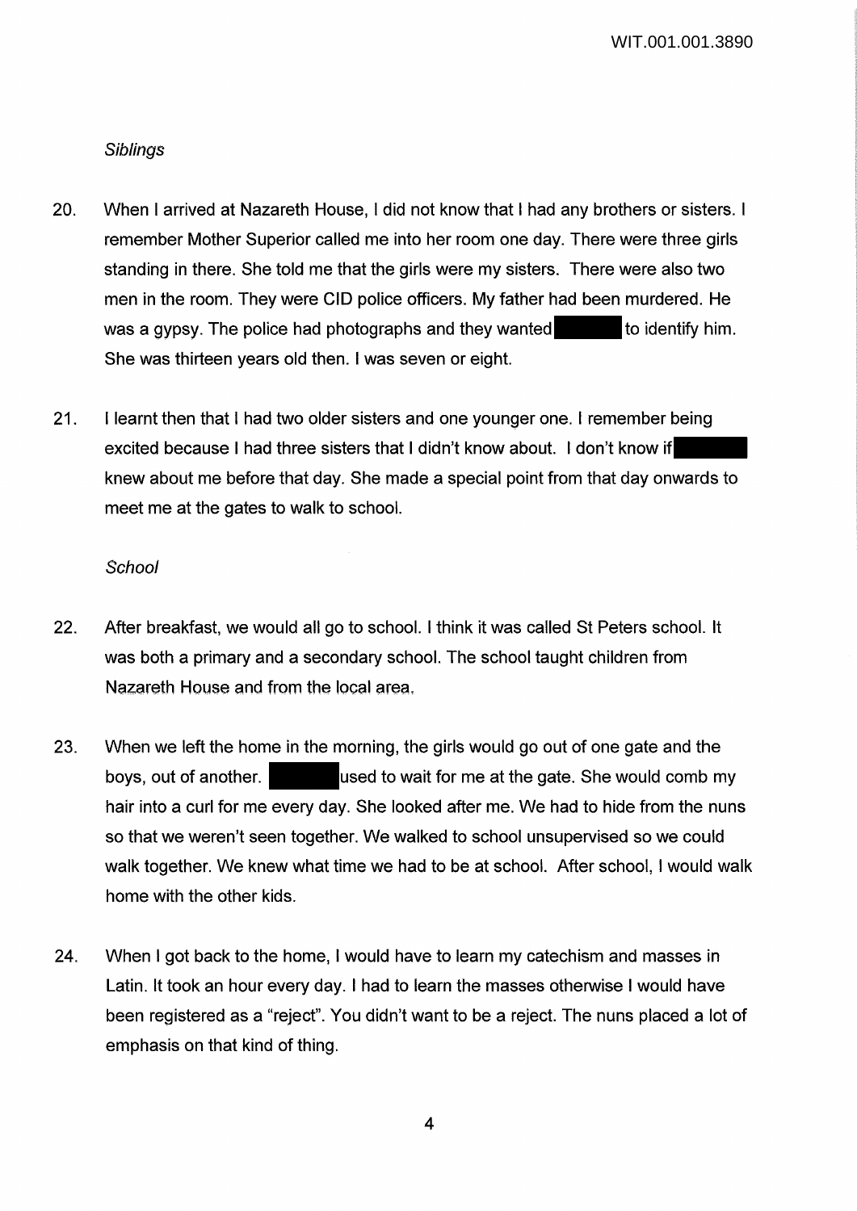*Siblings*

20. When I arrived at Nazareth House, I did not know that I had any brothers or sisters. I remember Mother Superior called me into her room one day. There were three girls standing in there. She told me that the girls were my sisters. There were also two men in the room. They were CID police officers. My father had been murdered. He was a gypsy. The police had photographs and they wanted ████ to identify him. She was thirteen years old then. I was seven or eight.

21. I learnt then that I had two older sisters and one younger one. I remember being excited because I had three sisters that I didn't know about. I don't know if ████ knew about me before that day. She made a special point from that day onwards to meet me at the gates to walk to school.

*School*

22. After breakfast, we would all go to school. I think it was called St Peters school. It was both a primary and a secondary school. The school taught children from Nazareth House and from the local area.

23. When we left the home in the morning, the girls would go out of one gate and the boys, out of another. ████ used to wait for me at the gate. She would comb my hair into a curl for me every day. She looked after me. We had to hide from the nuns so that we weren't seen together. We walked to school unsupervised so we could walk together. We knew what time we had to be at school. After school, I would walk home with the other kids.

24. When I got back to the home, I would have to learn my catechism and masses in Latin. It took an hour every day. I had to learn the masses otherwise I would have been registered as a "reject". You didn't want to be a reject. The nuns placed a lot of emphasis on that kind of thing.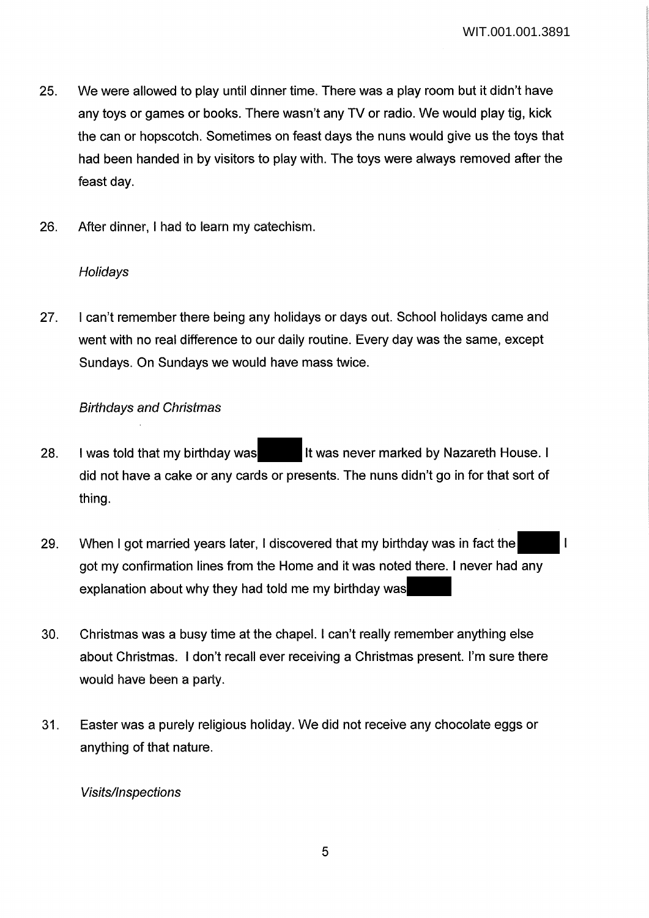25. We were allowed to play until dinner time. There was a play room but it didn't have any toys or games or books. There wasn't any TV or radio. We would play tig, kick the can or hopscotch. Sometimes on feast days the nuns would give us the toys that had been handed in by visitors to play with. The toys were always removed after the feast day.

26. After dinner, I had to learn my catechism.

*Holidays*

27. I can't remember there being any holidays or days out. School holidays came and went with no real difference to our daily routine. Every day was the same, except Sundays. On Sundays we would have mass twice.

*Birthdays and Christmas*

28. I was told that my birthday was ████ It was never marked by Nazareth House. I did not have a cake or any cards or presents. The nuns didn't go in for that sort of thing.

29. When I got married years later, I discovered that my birthday was in fact the ████ I got my confirmation lines from the Home and it was noted there. I never had any explanation about why they had told me my birthday was ████

30. Christmas was a busy time at the chapel. I can't really remember anything else about Christmas. I don't recall ever receiving a Christmas present. I'm sure there would have been a party.

31. Easter was a purely religious holiday. We did not receive any chocolate eggs or anything of that nature.

*Visits/Inspections*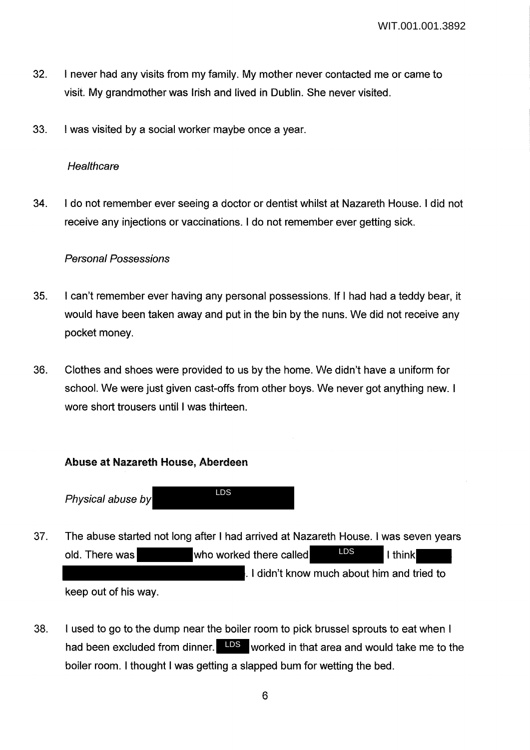32. I never had any visits from my family. My mother never contacted me or came to visit. My grandmother was Irish and lived in Dublin. She never visited.

33. I was visited by a social worker maybe once a year.

*Healthcare*

34. I do not remember ever seeing a doctor or dentist whilst at Nazareth House. I did not receive any injections or vaccinations. I do not remember ever getting sick.

*Personal Possessions*

35. I can't remember ever having any personal possessions. If I had had a teddy bear, it would have been taken away and put in the bin by the nuns. We did not receive any pocket money.

36. Clothes and shoes were provided to us by the home. We didn't have a uniform for school. We were just given cast-offs from other boys. We never got anything new. I wore short trousers until I was thirteen.

**Abuse at Nazareth House, Aberdeen**

*Physical abuse by* LDS

37. The abuse started not long after I had arrived at Nazareth House. I was seven years old. There was [redacted] who worked there called LDS I think [redacted]. I didn't know much about him and tried to keep out of his way.

38. I used to go to the dump near the boiler room to pick brussel sprouts to eat when I had been excluded from dinner. LDS worked in that area and would take me to the boiler room. I thought I was getting a slapped bum for wetting the bed.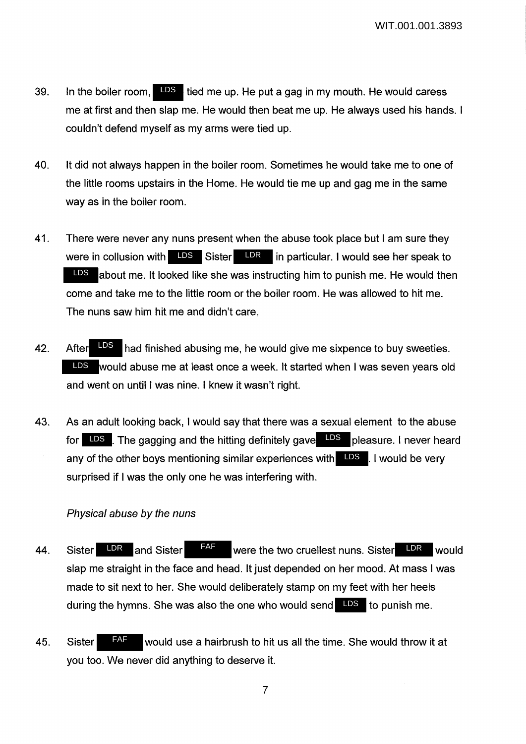39. In the boiler room, LDS tied me up. He put a gag in my mouth. He would caress me at first and then slap me. He would then beat me up. He always used his hands. I couldn't defend myself as my arms were tied up.

40. It did not always happen in the boiler room. Sometimes he would take me to one of the little rooms upstairs in the Home. He would tie me up and gag me in the same way as in the boiler room.

41. There were never any nuns present when the abuse took place but I am sure they were in collusion with LDS Sister LDR in particular. I would see her speak to LDS about me. It looked like she was instructing him to punish me. He would then come and take me to the little room or the boiler room. He was allowed to hit me. The nuns saw him hit me and didn't care.

42. After LDS had finished abusing me, he would give me sixpence to buy sweeties. LDS would abuse me at least once a week. It started when I was seven years old and went on until I was nine. I knew it wasn't right.

43. As an adult looking back, I would say that there was a sexual element to the abuse for LDS. The gagging and the hitting definitely gave LDS pleasure. I never heard any of the other boys mentioning similar experiences with LDS. I would be very surprised if I was the only one he was interfering with.

*Physical abuse by the nuns*

44. Sister LDR and Sister FAF were the two cruellest nuns. Sister LDR would slap me straight in the face and head. It just depended on her mood. At mass I was made to sit next to her. She would deliberately stamp on my feet with her heels during the hymns. She was also the one who would send LDS to punish me.

45. Sister FAF would use a hairbrush to hit us all the time. She would throw it at you too. We never did anything to deserve it.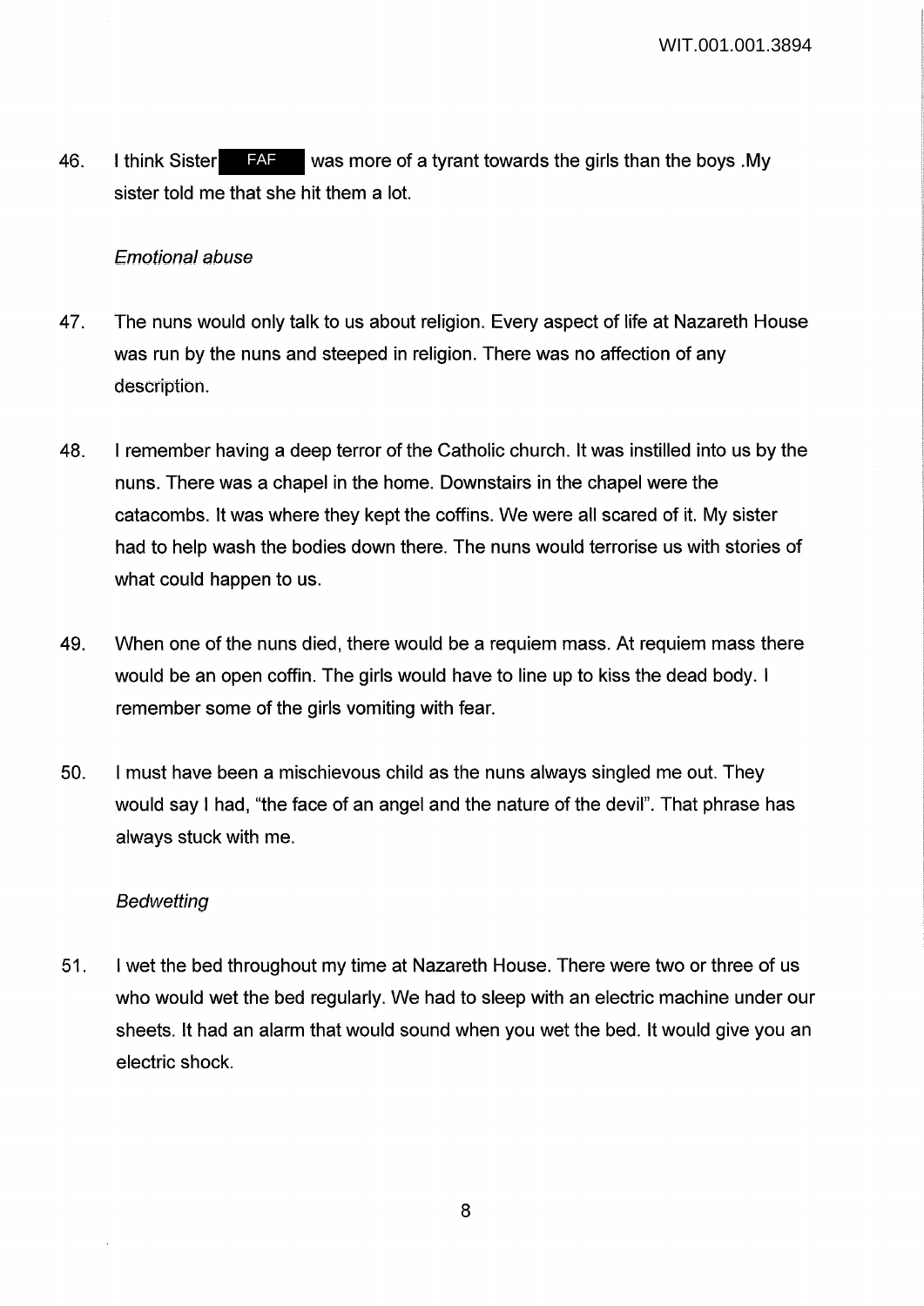46. I think Sister FAF was more of a tyrant towards the girls than the boys .My sister told me that she hit them a lot.

*Emotional abuse*

47. The nuns would only talk to us about religion. Every aspect of life at Nazareth House was run by the nuns and steeped in religion. There was no affection of any description.

48. I remember having a deep terror of the Catholic church. It was instilled into us by the nuns. There was a chapel in the home. Downstairs in the chapel were the catacombs. It was where they kept the coffins. We were all scared of it. My sister had to help wash the bodies down there. The nuns would terrorise us with stories of what could happen to us.

49. When one of the nuns died, there would be a requiem mass. At requiem mass there would be an open coffin. The girls would have to line up to kiss the dead body. I remember some of the girls vomiting with fear.

50. I must have been a mischievous child as the nuns always singled me out. They would say I had, "the face of an angel and the nature of the devil". That phrase has always stuck with me.

*Bedwetting*

51. I wet the bed throughout my time at Nazareth House. There were two or three of us who would wet the bed regularly. We had to sleep with an electric machine under our sheets. It had an alarm that would sound when you wet the bed. It would give you an electric shock.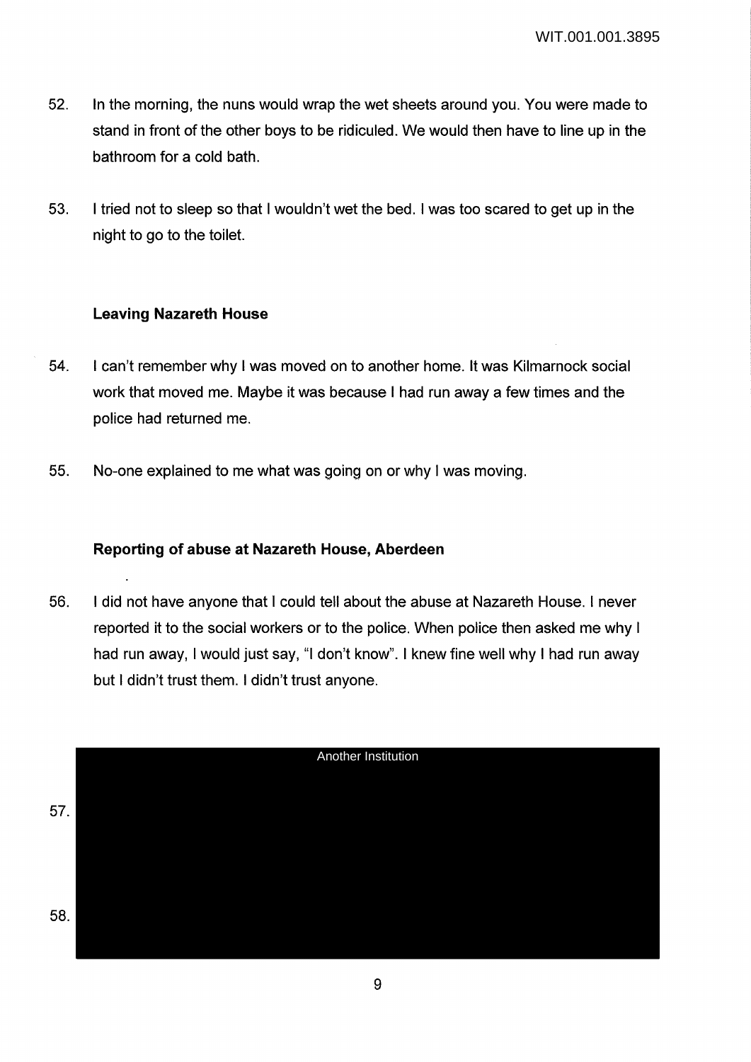52. In the morning, the nuns would wrap the wet sheets around you. You were made to stand in front of the other boys to be ridiculed. We would then have to line up in the bathroom for a cold bath.

53. I tried not to sleep so that I wouldn't wet the bed. I was too scared to get up in the night to go to the toilet.

### Leaving Nazareth House

54. I can't remember why I was moved on to another home. It was Kilmarnock social work that moved me. Maybe it was because I had run away a few times and the police had returned me.

55. No-one explained to me what was going on or why I was moving.

### Reporting of abuse at Nazareth House, Aberdeen

56. I did not have anyone that I could tell about the abuse at Nazareth House. I never reported it to the social workers or to the police. When police then asked me why I had run away, I would just say, "I don't know". I knew fine well why I had run away but I didn't trust them. I didn't trust anyone.

Another Institution

57.

58.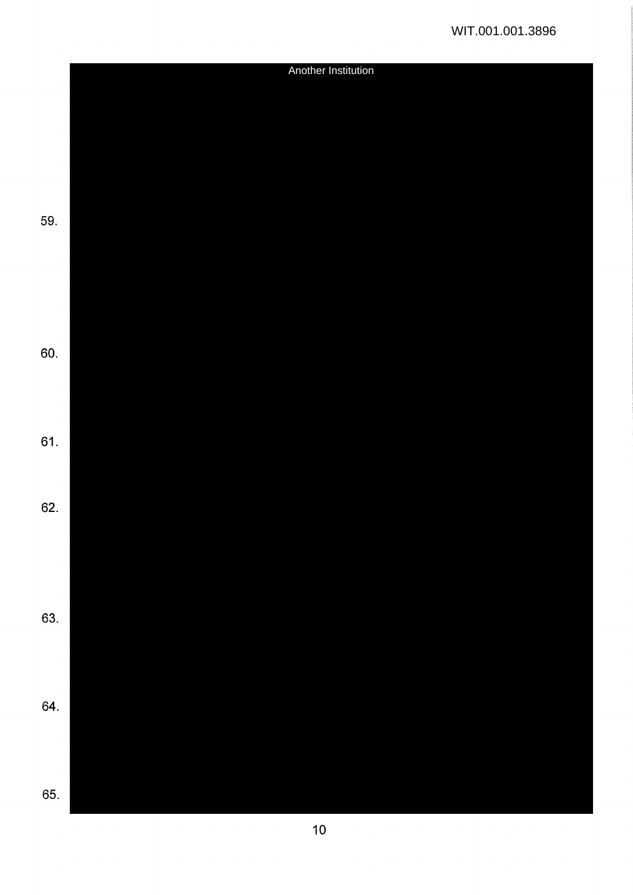Another Institution

59.

60.

61.

62.

63.

64.

65.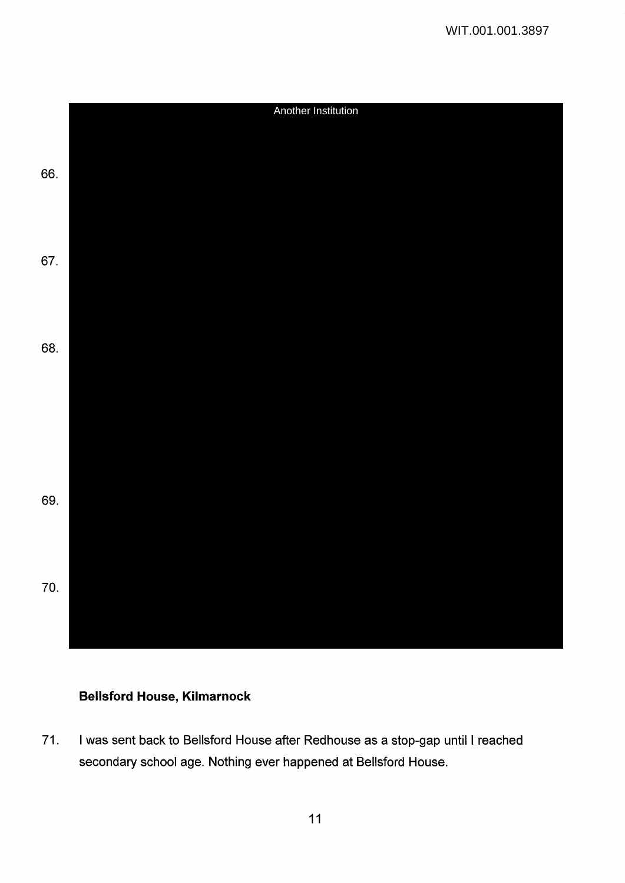Another Institution

66.

67.

68.

69.

70.

**Bellsford House, Kilmarnock**

71. I was sent back to Bellsford House after Redhouse as a stop-gap until I reached secondary school age. Nothing ever happened at Bellsford House.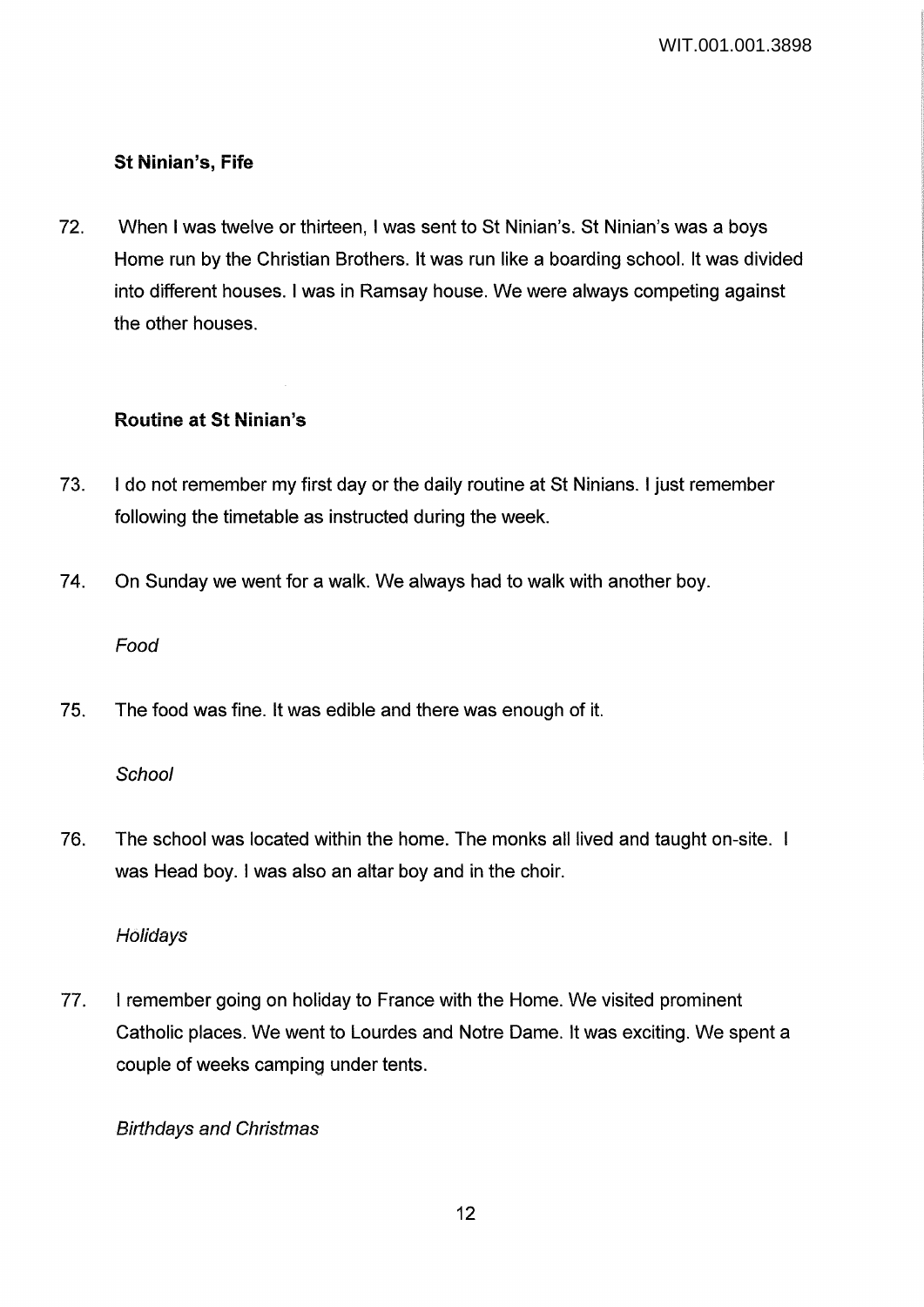**St Ninian's, Fife**

72. When I was twelve or thirteen, I was sent to St Ninian's. St Ninian's was a boys Home run by the Christian Brothers. It was run like a boarding school. It was divided into different houses. I was in Ramsay house. We were always competing against the other houses.

**Routine at St Ninian's**

73. I do not remember my first day or the daily routine at St Ninians. I just remember following the timetable as instructed during the week.

74. On Sunday we went for a walk. We always had to walk with another boy.

*Food*

75. The food was fine. It was edible and there was enough of it.

*School*

76. The school was located within the home. The monks all lived and taught on-site. I was Head boy. I was also an altar boy and in the choir.

*Holidays*

77. I remember going on holiday to France with the Home. We visited prominent Catholic places. We went to Lourdes and Notre Dame. It was exciting. We spent a couple of weeks camping under tents.

*Birthdays and Christmas*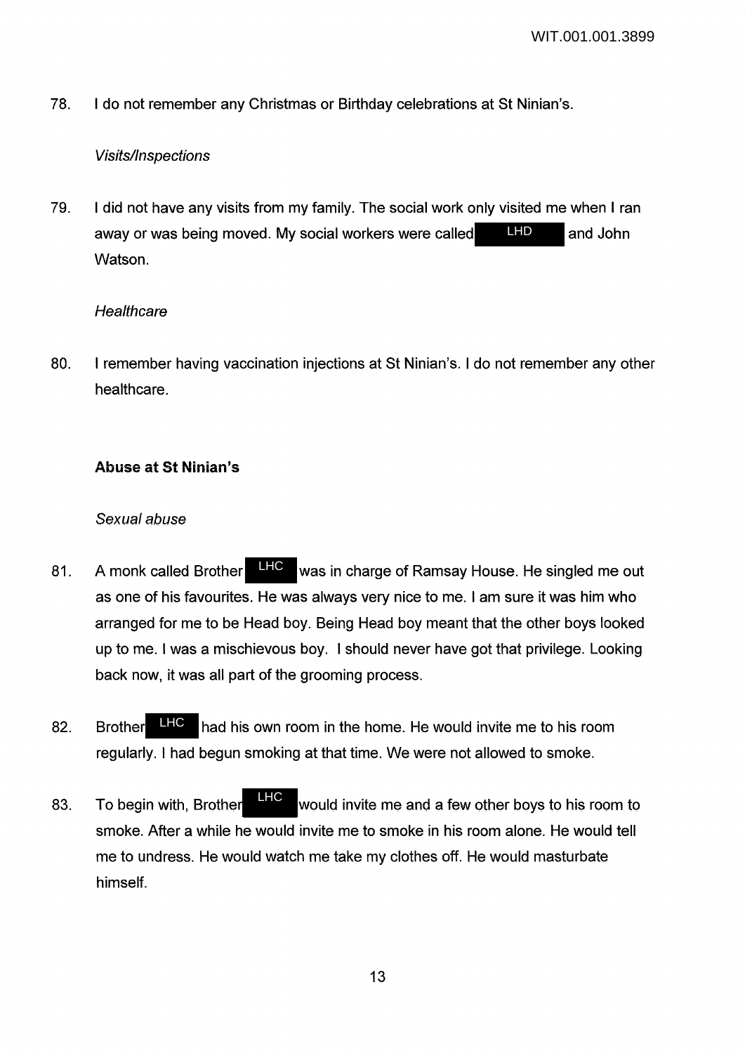78. I do not remember any Christmas or Birthday celebrations at St Ninian's.

*Visits/Inspections*

79. I did not have any visits from my family. The social work only visited me when I ran away or was being moved. My social workers were called LHD and John Watson.

*Healthcare*

80. I remember having vaccination injections at St Ninian's. I do not remember any other healthcare.

**Abuse at St Ninian's**

*Sexual abuse*

81. A monk called Brother LHC was in charge of Ramsay House. He singled me out as one of his favourites. He was always very nice to me. I am sure it was him who arranged for me to be Head boy. Being Head boy meant that the other boys looked up to me. I was a mischievous boy. I should never have got that privilege. Looking back now, it was all part of the grooming process.

82. Brother LHC had his own room in the home. He would invite me to his room regularly. I had begun smoking at that time. We were not allowed to smoke.

83. To begin with, Brother LHC would invite me and a few other boys to his room to smoke. After a while he would invite me to smoke in his room alone. He would tell me to undress. He would watch me take my clothes off. He would masturbate himself.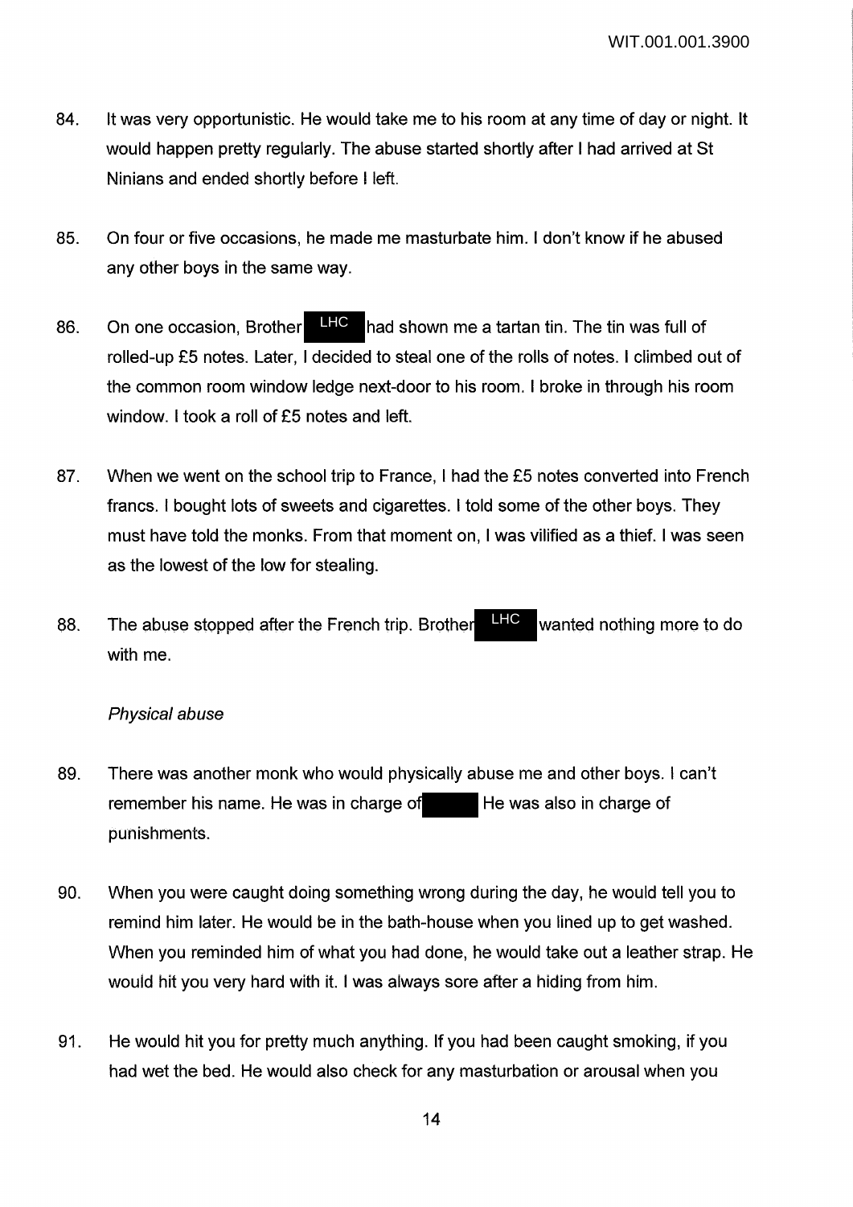84. It was very opportunistic. He would take me to his room at any time of day or night. It would happen pretty regularly. The abuse started shortly after I had arrived at St Ninians and ended shortly before I left.

85. On four or five occasions, he made me masturbate him. I don't know if he abused any other boys in the same way.

86. On one occasion, Brother LHC had shown me a tartan tin. The tin was full of rolled-up £5 notes. Later, I decided to steal one of the rolls of notes. I climbed out of the common room window ledge next-door to his room. I broke in through his room window. I took a roll of £5 notes and left.

87. When we went on the school trip to France, I had the £5 notes converted into French francs. I bought lots of sweets and cigarettes. I told some of the other boys. They must have told the monks. From that moment on, I was vilified as a thief. I was seen as the lowest of the low for stealing.

88. The abuse stopped after the French trip. Brother LHC wanted nothing more to do with me.

*Physical abuse*

89. There was another monk who would physically abuse me and other boys. I can't remember his name. He was in charge of [REDACTED] He was also in charge of punishments.

90. When you were caught doing something wrong during the day, he would tell you to remind him later. He would be in the bath-house when you lined up to get washed. When you reminded him of what you had done, he would take out a leather strap. He would hit you very hard with it. I was always sore after a hiding from him.

91. He would hit you for pretty much anything. If you had been caught smoking, if you had wet the bed. He would also check for any masturbation or arousal when you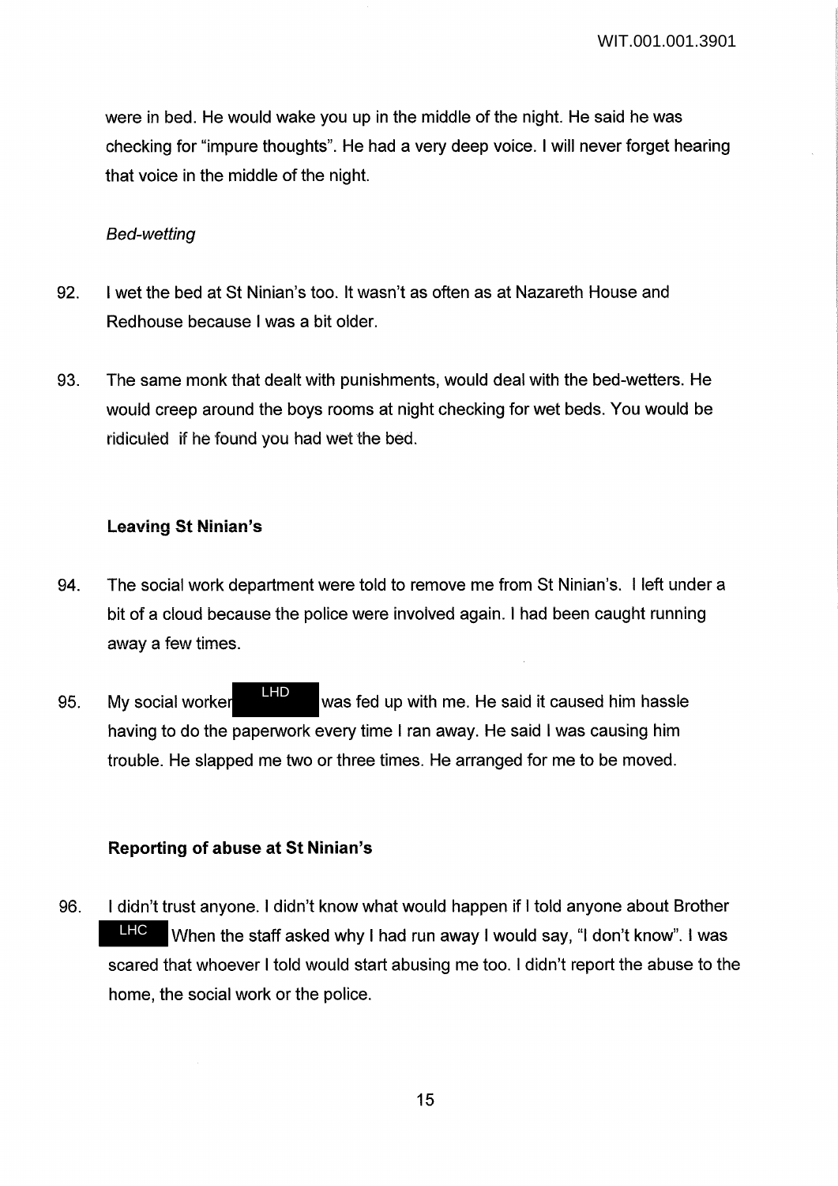were in bed. He would wake you up in the middle of the night. He said he was checking for "impure thoughts". He had a very deep voice. I will never forget hearing that voice in the middle of the night.

*Bed-wetting*

92. I wet the bed at St Ninian's too. It wasn't as often as at Nazareth House and Redhouse because I was a bit older.

93. The same monk that dealt with punishments, would deal with the bed-wetters. He would creep around the boys rooms at night checking for wet beds. You would be ridiculed if he found you had wet the bed.

**Leaving St Ninian's**

94. The social work department were told to remove me from St Ninian's. I left under a bit of a cloud because the police were involved again. I had been caught running away a few times.

95. My social worker LHD was fed up with me. He said it caused him hassle having to do the paperwork every time I ran away. He said I was causing him trouble. He slapped me two or three times. He arranged for me to be moved.

**Reporting of abuse at St Ninian's**

96. I didn't trust anyone. I didn't know what would happen if I told anyone about Brother LHC When the staff asked why I had run away I would say, "I don't know". I was scared that whoever I told would start abusing me too. I didn't report the abuse to the home, the social work or the police.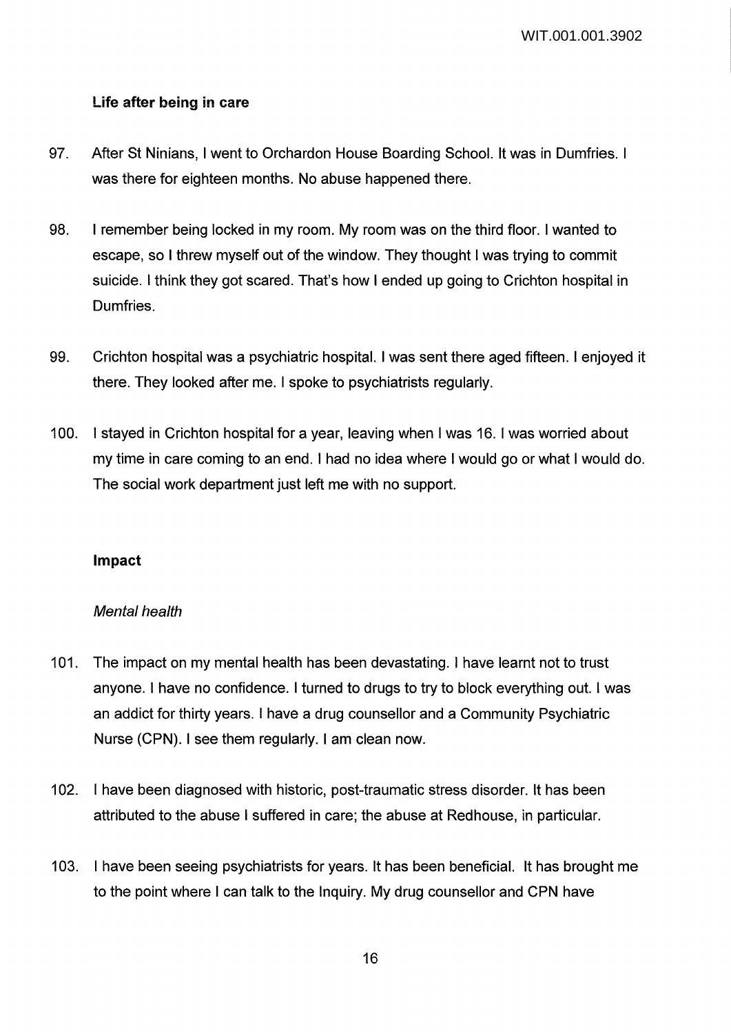### Life after being in care

97. After St Ninians, I went to Orchardon House Boarding School. It was in Dumfries. I was there for eighteen months. No abuse happened there.

98. I remember being locked in my room. My room was on the third floor. I wanted to escape, so I threw myself out of the window. They thought I was trying to commit suicide. I think they got scared. That's how I ended up going to Crichton hospital in Dumfries.

99. Crichton hospital was a psychiatric hospital. I was sent there aged fifteen. I enjoyed it there. They looked after me. I spoke to psychiatrists regularly.

100. I stayed in Crichton hospital for a year, leaving when I was 16. I was worried about my time in care coming to an end. I had no idea where I would go or what I would do. The social work department just left me with no support.

### Impact

#### *Mental health*

101. The impact on my mental health has been devastating. I have learnt not to trust anyone. I have no confidence. I turned to drugs to try to block everything out. I was an addict for thirty years. I have a drug counsellor and a Community Psychiatric Nurse (CPN). I see them regularly. I am clean now.

102. I have been diagnosed with historic, post-traumatic stress disorder. It has been attributed to the abuse I suffered in care; the abuse at Redhouse, in particular.

103. I have been seeing psychiatrists for years. It has been beneficial. It has brought me to the point where I can talk to the Inquiry. My drug counsellor and CPN have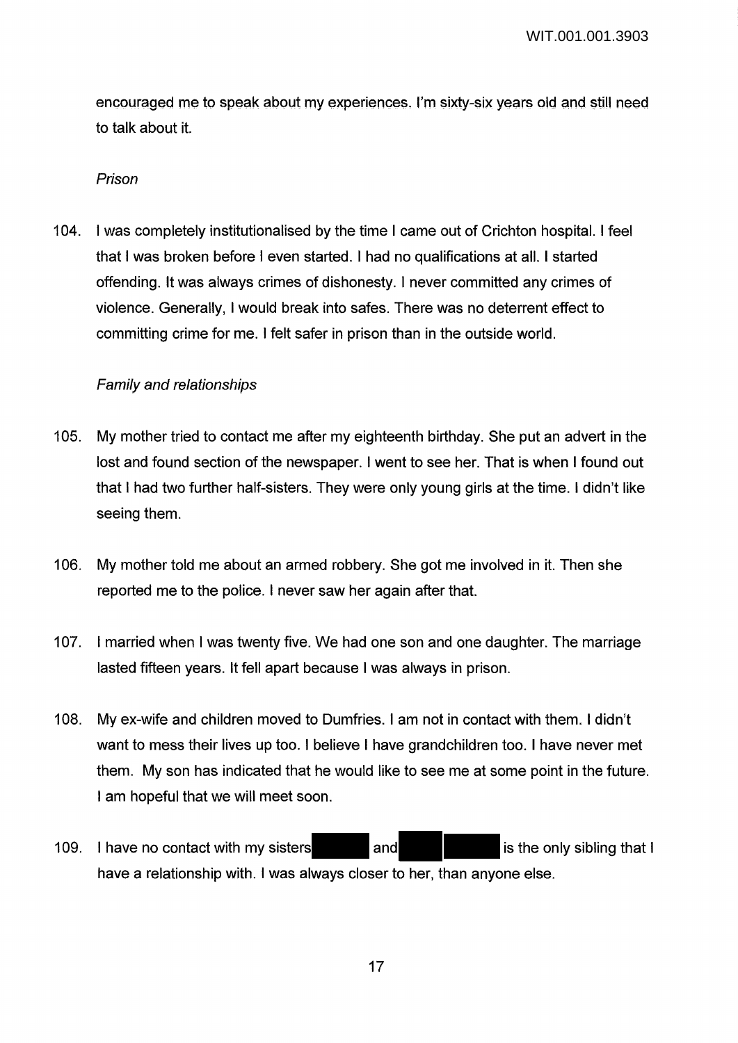encouraged me to speak about my experiences. I'm sixty-six years old and still need to talk about it.

*Prison*

104. I was completely institutionalised by the time I came out of Crichton hospital. I feel that I was broken before I even started. I had no qualifications at all. I started offending. It was always crimes of dishonesty. I never committed any crimes of violence. Generally, I would break into safes. There was no deterrent effect to committing crime for me. I felt safer in prison than in the outside world.

*Family and relationships*

105. My mother tried to contact me after my eighteenth birthday. She put an advert in the lost and found section of the newspaper. I went to see her. That is when I found out that I had two further half-sisters. They were only young girls at the time. I didn't like seeing them.

106. My mother told me about an armed robbery. She got me involved in it. Then she reported me to the police. I never saw her again after that.

107. I married when I was twenty five. We had one son and one daughter. The marriage lasted fifteen years. It fell apart because I was always in prison.

108. My ex-wife and children moved to Dumfries. I am not in contact with them. I didn't want to mess their lives up too. I believe I have grandchildren too. I have never met them. My son has indicated that he would like to see me at some point in the future. I am hopeful that we will meet soon.

109. I have no contact with my sisters [REDACTED] and [REDACTED] [REDACTED] is the only sibling that I have a relationship with. I was always closer to her, than anyone else.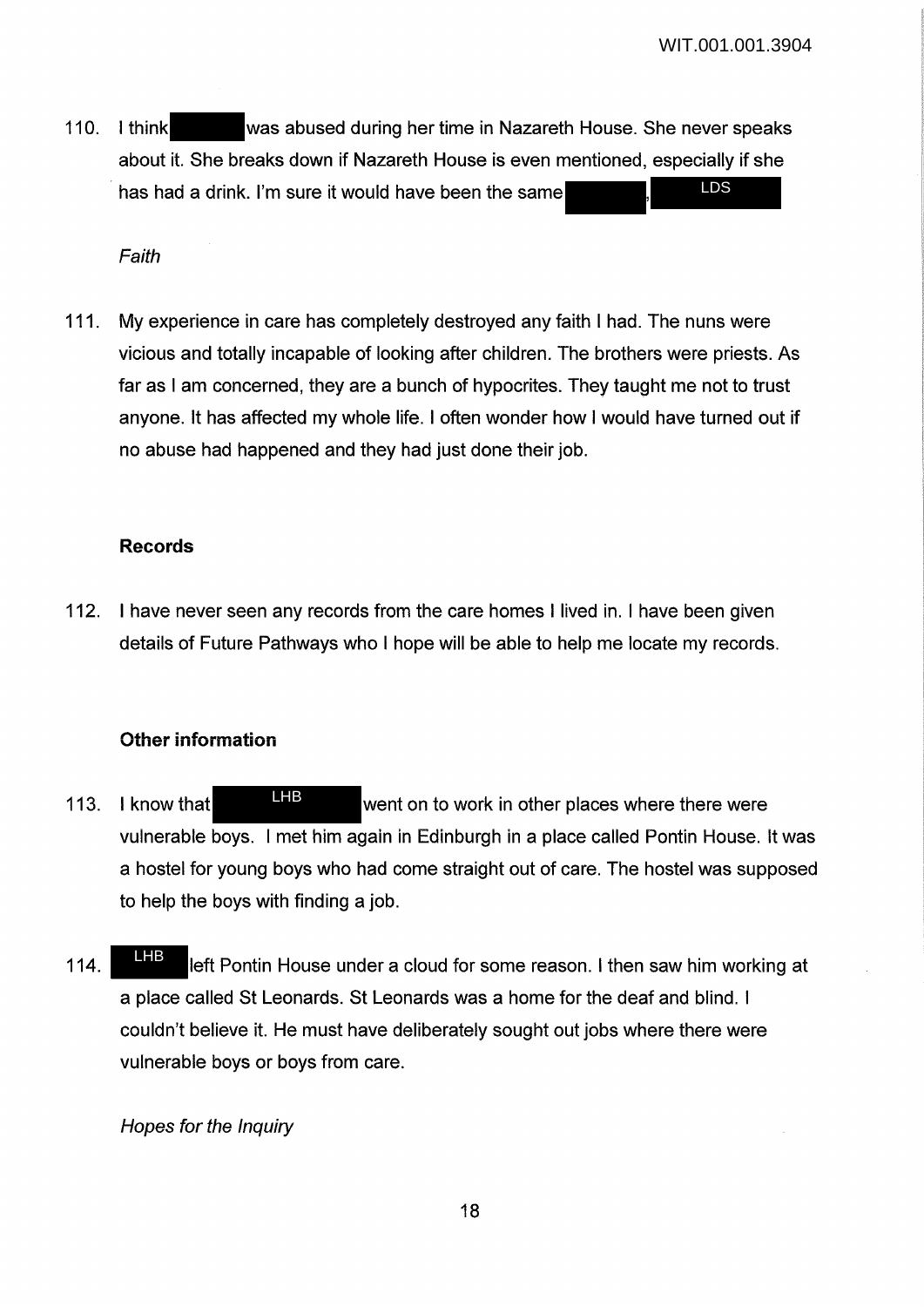110. I think [REDACTED] was abused during her time in Nazareth House. She never speaks about it. She breaks down if Nazareth House is even mentioned, especially if she has had a drink. I'm sure it would have been the same [REDACTED], LDS

*Faith*

111. My experience in care has completely destroyed any faith I had. The nuns were vicious and totally incapable of looking after children. The brothers were priests. As far as I am concerned, they are a bunch of hypocrites. They taught me not to trust anyone. It has affected my whole life. I often wonder how I would have turned out if no abuse had happened and they had just done their job.

**Records**

112. I have never seen any records from the care homes I lived in. I have been given details of Future Pathways who I hope will be able to help me locate my records.

**Other information**

113. I know that LHB went on to work in other places where there were vulnerable boys. I met him again in Edinburgh in a place called Pontin House. It was a hostel for young boys who had come straight out of care. The hostel was supposed to help the boys with finding a job.

114. LHB left Pontin House under a cloud for some reason. I then saw him working at a place called St Leonards. St Leonards was a home for the deaf and blind. I couldn't believe it. He must have deliberately sought out jobs where there were vulnerable boys or boys from care.

*Hopes for the Inquiry*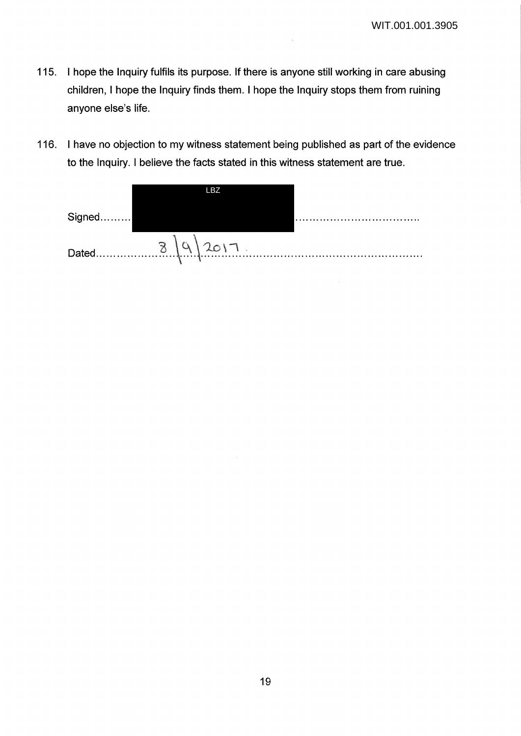115. I hope the Inquiry fulfils its purpose. If there is anyone still working in care abusing children, I hope the Inquiry finds them. I hope the Inquiry stops them from ruining anyone else's life.

116. I have no objection to my witness statement being published as part of the evidence to the Inquiry. I believe the facts stated in this witness statement are true.

Signed......... LBZ ..................................

Dated.................. 8|9|2017 ..................................................................